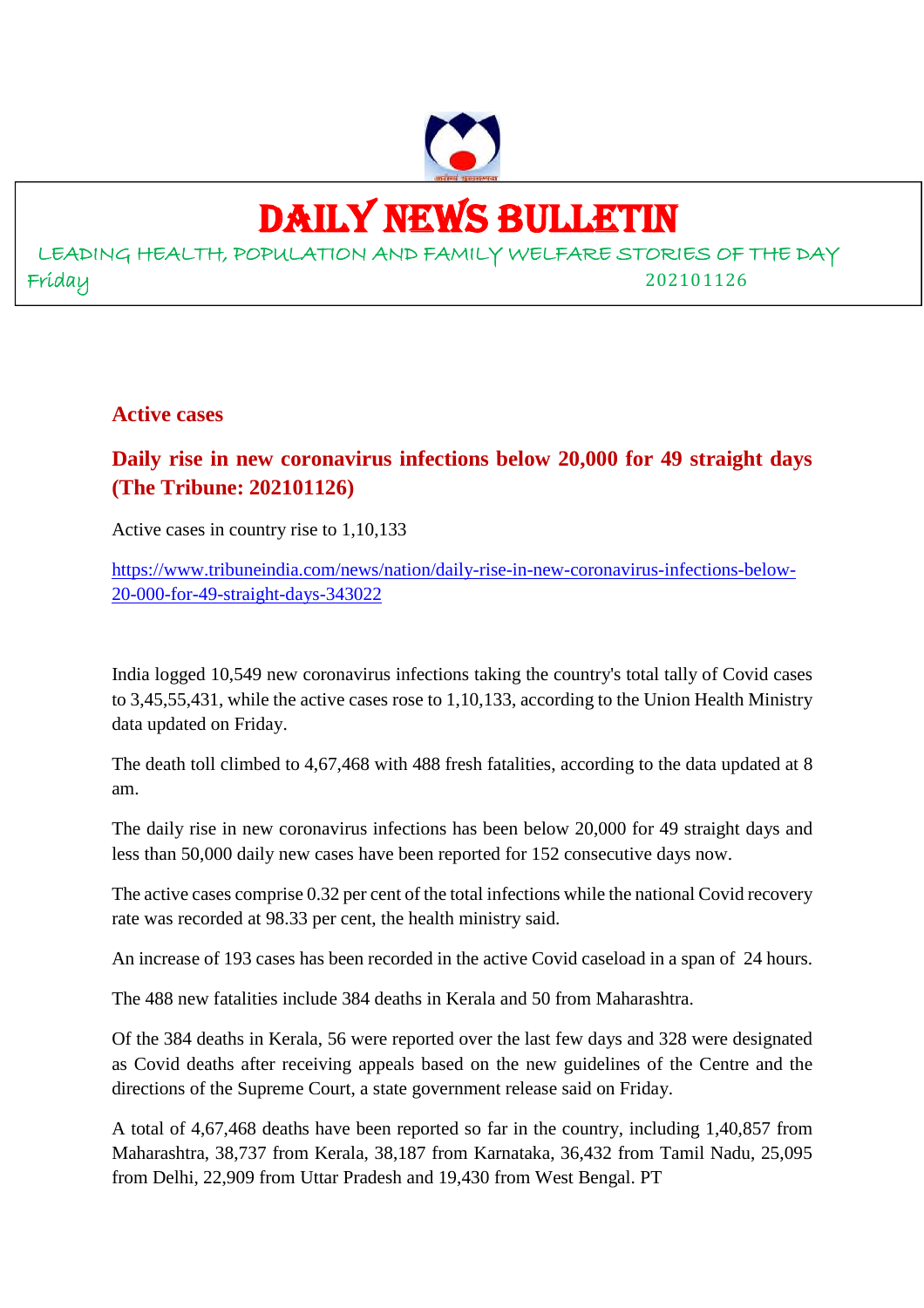# DAILY NEWS BULLETIN

LEADING HEALTH, POPULATION AND FAMILY WELFARE STORIES OF THE DAY

Friday 202101126

## Active cases

### Daily rise in new coronavirus infections below 20,000 for 49 straight days (The Tribune: 202101126)

Active cases in country rise to 1,10,133

https://www.tribuneindia.com/news/nation/daily-rise-in-new-coronavirus-infections-below-20-000-for-49-straight-days-343022

India logged 10,549 new coronavirus infections taking the country's total tally of Covid cases to 3,45,55,431, while the active cases rose to 1,10,133, according to the Union Health Ministry data updated on Friday.

The death toll climbed to 4,67,468 with 488 fresh fatalities, according to the data updated at 8 am.

The daily rise in new coronavirus infections has been below 20,000 for 49 straight days and less than 50,000 daily new cases have been reported for 152 consecutive days now.

The active cases comprise 0.32 per cent of the total infections while the national Covid recovery rate was recorded at 98.33 per cent, the health ministry said.

An increase of 193 cases has been recorded in the active Covid caseload in a span of 24 hours.

The 488 new fatalities include 384 deaths in Kerala and 50 from Maharashtra.

Of the 384 deaths in Kerala, 56 were reported over the last few days and 328 were designated as Covid deaths after receiving appeals based on the new guidelines of the Centre and the directions of the Supreme Court, a state government release said on Friday.

A total of 4,67,468 deaths have been reported so far in the country, including 1,40,857 from Maharashtra, 38,737 from Kerala, 38,187 from Karnataka, 36,432 from Tamil Nadu, 25,095 from Delhi, 22,909 from Uttar Pradesh and 19,430 from West Bengal. PT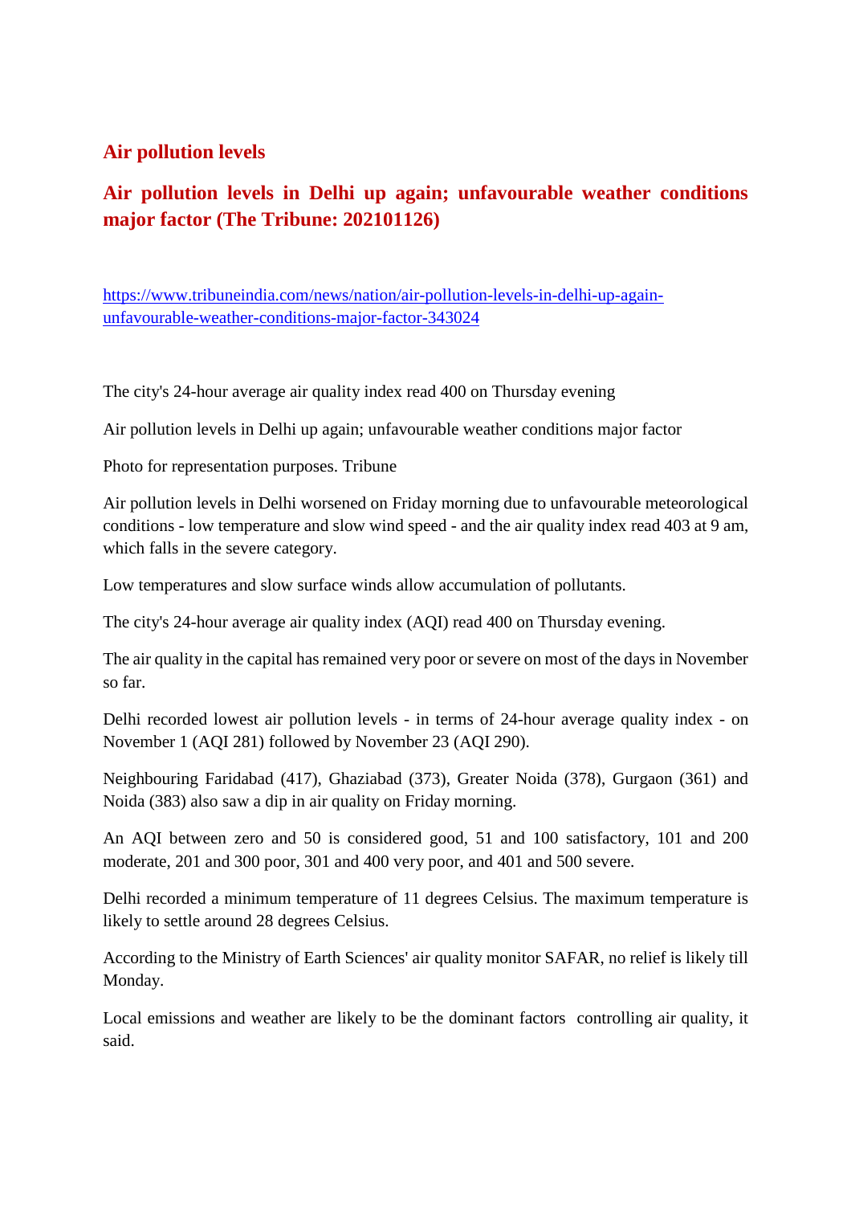## Air pollution levels

### Air pollution levels in Delhi up again; unfavourable weather conditions major factor (The Tribune: 202101126)

https://www.tribuneindia.com/news/nation/air-pollution-levels-in-delhi-up-again-unfavourable-weather-conditions-major-factor-343024

The city's 24-hour average air quality index read 400 on Thursday evening

Air pollution levels in Delhi up again; unfavourable weather conditions major factor

Photo for representation purposes. Tribune

Air pollution levels in Delhi worsened on Friday morning due to unfavourable meteorological conditions - low temperature and slow wind speed - and the air quality index read 403 at 9 am, which falls in the severe category.

Low temperatures and slow surface winds allow accumulation of pollutants.

The city's 24-hour average air quality index (AQI) read 400 on Thursday evening.

The air quality in the capital has remained very poor or severe on most of the days in November so far.

Delhi recorded lowest air pollution levels - in terms of 24-hour average quality index - on November 1 (AQI 281) followed by November 23 (AQI 290).

Neighbouring Faridabad (417), Ghaziabad (373), Greater Noida (378), Gurgaon (361) and Noida (383) also saw a dip in air quality on Friday morning.

An AQI between zero and 50 is considered good, 51 and 100 satisfactory, 101 and 200 moderate, 201 and 300 poor, 301 and 400 very poor, and 401 and 500 severe.

Delhi recorded a minimum temperature of 11 degrees Celsius. The maximum temperature is likely to settle around 28 degrees Celsius.

According to the Ministry of Earth Sciences' air quality monitor SAFAR, no relief is likely till Monday.

Local emissions and weather are likely to be the dominant factors controlling air quality, it said.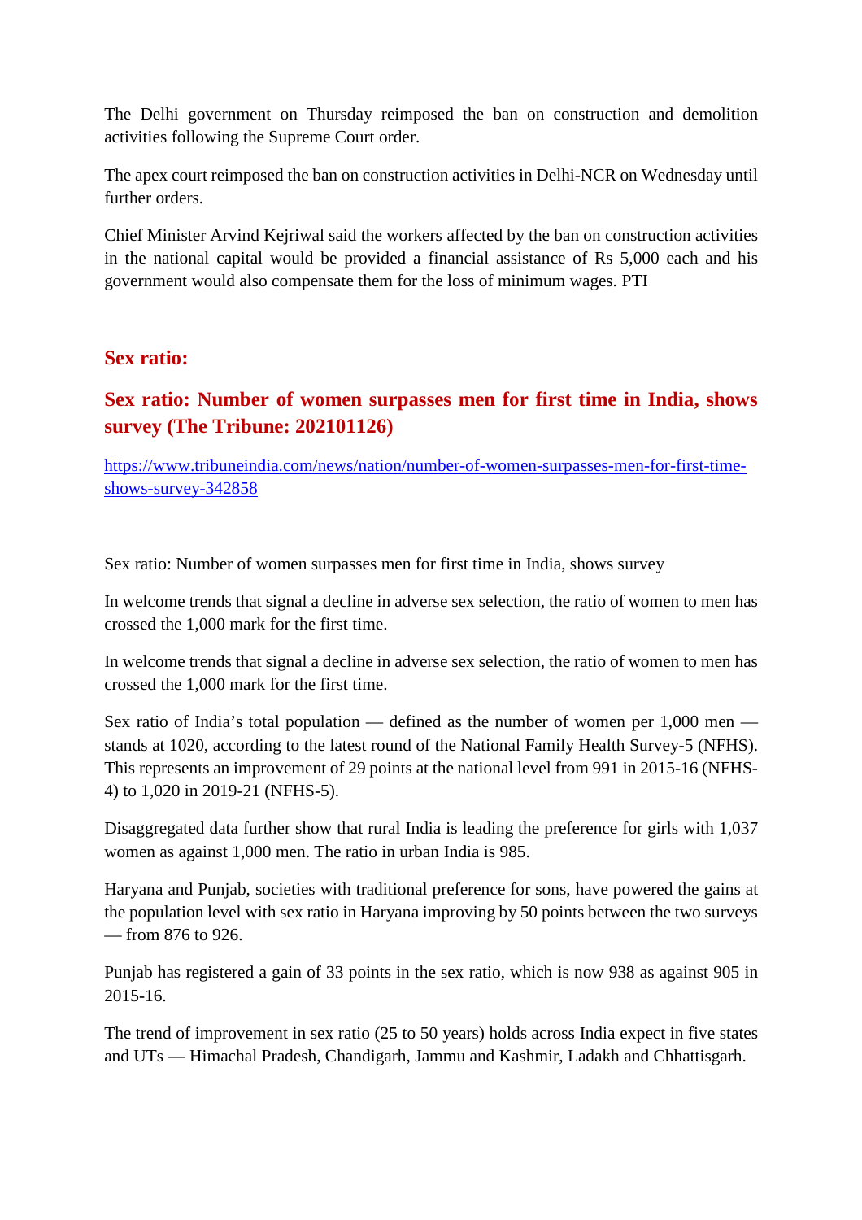The Delhi government on Thursday reimposed the ban on construction and demolition activities following the Supreme Court order.

The apex court reimposed the ban on construction activities in Delhi-NCR on Wednesday until further orders.

Chief Minister Arvind Kejriwal said the workers affected by the ban on construction activities in the national capital would be provided a financial assistance of Rs 5,000 each and his government would also compensate them for the loss of minimum wages. PTI

## Sex ratio:

## Sex ratio: Number of women surpasses men for first time in India, shows survey (The Tribune: 202101126)

https://www.tribuneindia.com/news/nation/number-of-women-surpasses-men-for-first-time-shows-survey-342858

Sex ratio: Number of women surpasses men for first time in India, shows survey

In welcome trends that signal a decline in adverse sex selection, the ratio of women to men has crossed the 1,000 mark for the first time.

In welcome trends that signal a decline in adverse sex selection, the ratio of women to men has crossed the 1,000 mark for the first time.

Sex ratio of India's total population — defined as the number of women per 1,000 men — stands at 1020, according to the latest round of the National Family Health Survey-5 (NFHS). This represents an improvement of 29 points at the national level from 991 in 2015-16 (NFHS-4) to 1,020 in 2019-21 (NFHS-5).

Disaggregated data further show that rural India is leading the preference for girls with 1,037 women as against 1,000 men. The ratio in urban India is 985.

Haryana and Punjab, societies with traditional preference for sons, have powered the gains at the population level with sex ratio in Haryana improving by 50 points between the two surveys — from 876 to 926.

Punjab has registered a gain of 33 points in the sex ratio, which is now 938 as against 905 in 2015-16.

The trend of improvement in sex ratio (25 to 50 years) holds across India expect in five states and UTs — Himachal Pradesh, Chandigarh, Jammu and Kashmir, Ladakh and Chhattisgarh.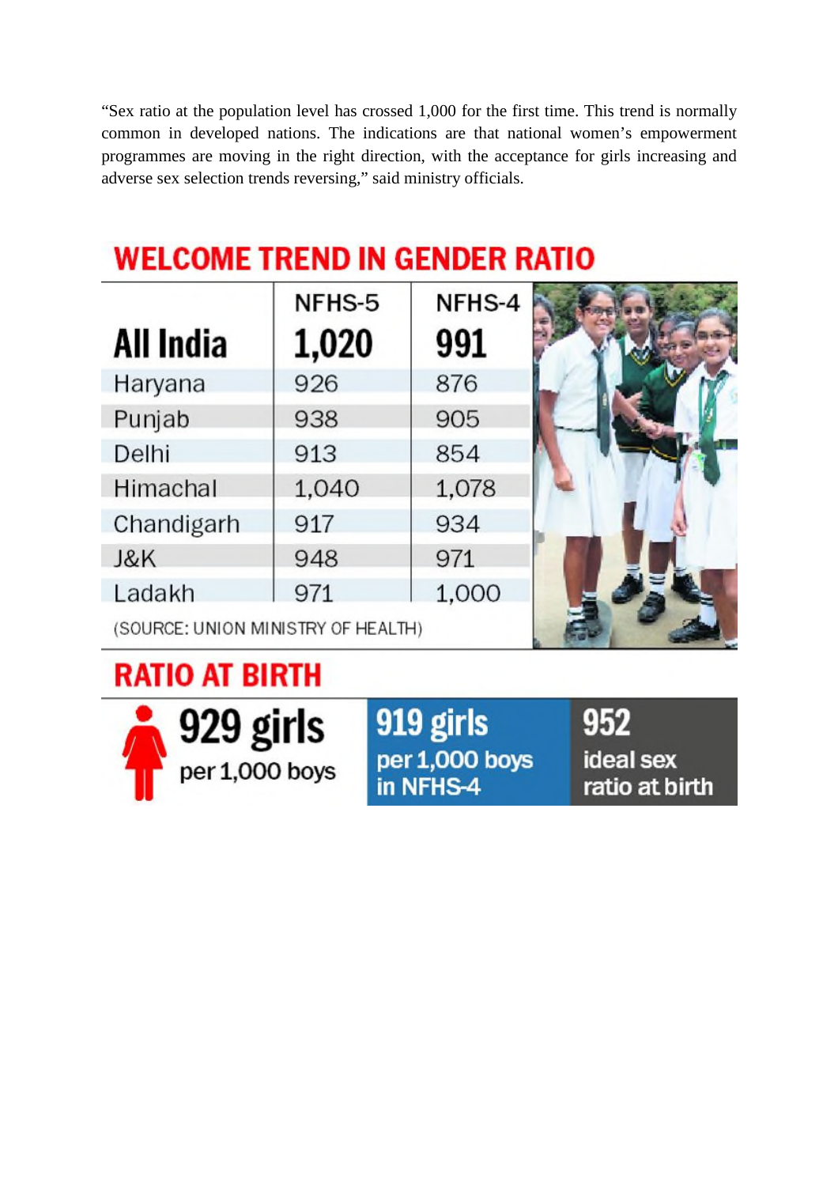"Sex ratio at the population level has crossed 1,000 for the first time. This trend is normally common in developed nations. The indications are that national women's empowerment programmes are moving in the right direction, with the acceptance for girls increasing and adverse sex selection trends reversing," said ministry officials.

## WELCOME TREND IN GENDER RATIO

| | NFHS-5 | NFHS-4 |
|---|---|---|
| **All India** | **1,020** | **991** |
| Haryana | 926 | 876 |
| Punjab | 938 | 905 |
| Delhi | 913 | 854 |
| Himachal | 1,040 | 1,078 |
| Chandigarh | 917 | 934 |
| J&K | 948 | 971 |
| Ladakh | 971 | 1,000 |

(SOURCE: UNION MINISTRY OF HEALTH)

## RATIO AT BIRTH

**929 girls** per 1,000 boys

**919 girls** per 1,000 boys in NFHS-4

**952** ideal sex ratio at birth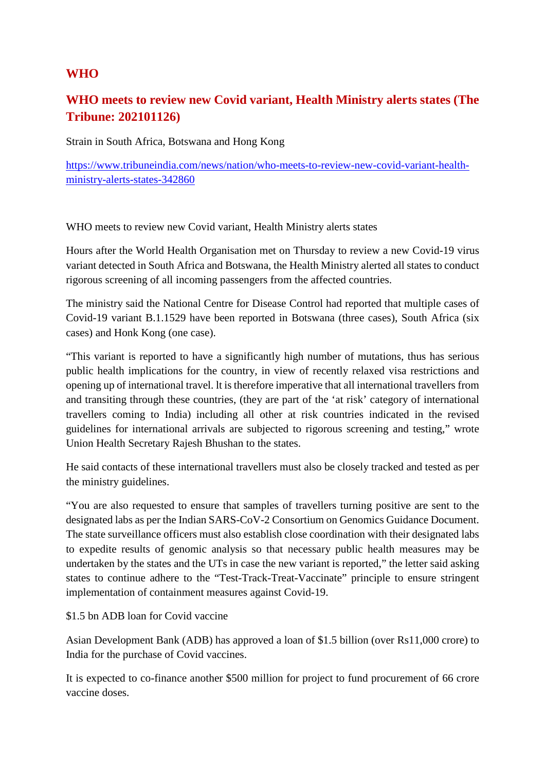## WHO

## WHO meets to review new Covid variant, Health Ministry alerts states (The Tribune: 202101126)

Strain in South Africa, Botswana and Hong Kong

https://www.tribuneindia.com/news/nation/who-meets-to-review-new-covid-variant-health-ministry-alerts-states-342860

WHO meets to review new Covid variant, Health Ministry alerts states

Hours after the World Health Organisation met on Thursday to review a new Covid-19 virus variant detected in South Africa and Botswana, the Health Ministry alerted all states to conduct rigorous screening of all incoming passengers from the affected countries.

The ministry said the National Centre for Disease Control had reported that multiple cases of Covid-19 variant B.1.1529 have been reported in Botswana (three cases), South Africa (six cases) and Honk Kong (one case).

"This variant is reported to have a significantly high number of mutations, thus has serious public health implications for the country, in view of recently relaxed visa restrictions and opening up of international travel. lt is therefore imperative that all international travellers from and transiting through these countries, (they are part of the 'at risk' category of international travellers coming to India) including all other at risk countries indicated in the revised guidelines for international arrivals are subjected to rigorous screening and testing," wrote Union Health Secretary Rajesh Bhushan to the states.

He said contacts of these international travellers must also be closely tracked and tested as per the ministry guidelines.

"You are also requested to ensure that samples of travellers turning positive are sent to the designated labs as per the Indian SARS-CoV-2 Consortium on Genomics Guidance Document. The state surveillance officers must also establish close coordination with their designated labs to expedite results of genomic analysis so that necessary public health measures may be undertaken by the states and the UTs in case the new variant is reported," the letter said asking states to continue adhere to the "Test-Track-Treat-Vaccinate" principle to ensure stringent implementation of containment measures against Covid-19.

$1.5 bn ADB loan for Covid vaccine

Asian Development Bank (ADB) has approved a loan of $1.5 billion (over Rs11,000 crore) to India for the purchase of Covid vaccines.

It is expected to co-finance another $500 million for project to fund procurement of 66 crore vaccine doses.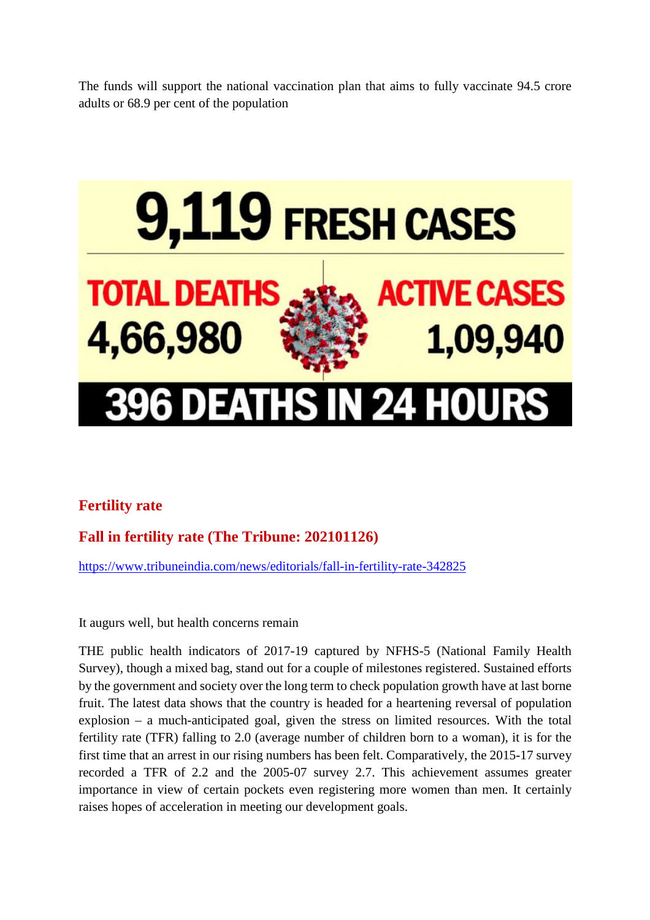The funds will support the national vaccination plan that aims to fully vaccinate 94.5 crore adults or 68.9 per cent of the population

**9,119 FRESH CASES**

**TOTAL DEATHS 4,66,980**

**ACTIVE CASES 1,09,940**

**396 DEATHS IN 24 HOURS**

## Fertility rate

### Fall in fertility rate (The Tribune: 202101126)

https://www.tribuneindia.com/news/editorials/fall-in-fertility-rate-342825

It augurs well, but health concerns remain

THE public health indicators of 2017-19 captured by NFHS-5 (National Family Health Survey), though a mixed bag, stand out for a couple of milestones registered. Sustained efforts by the government and society over the long term to check population growth have at last borne fruit. The latest data shows that the country is headed for a heartening reversal of population explosion – a much-anticipated goal, given the stress on limited resources. With the total fertility rate (TFR) falling to 2.0 (average number of children born to a woman), it is for the first time that an arrest in our rising numbers has been felt. Comparatively, the 2015-17 survey recorded a TFR of 2.2 and the 2005-07 survey 2.7. This achievement assumes greater importance in view of certain pockets even registering more women than men. It certainly raises hopes of acceleration in meeting our development goals.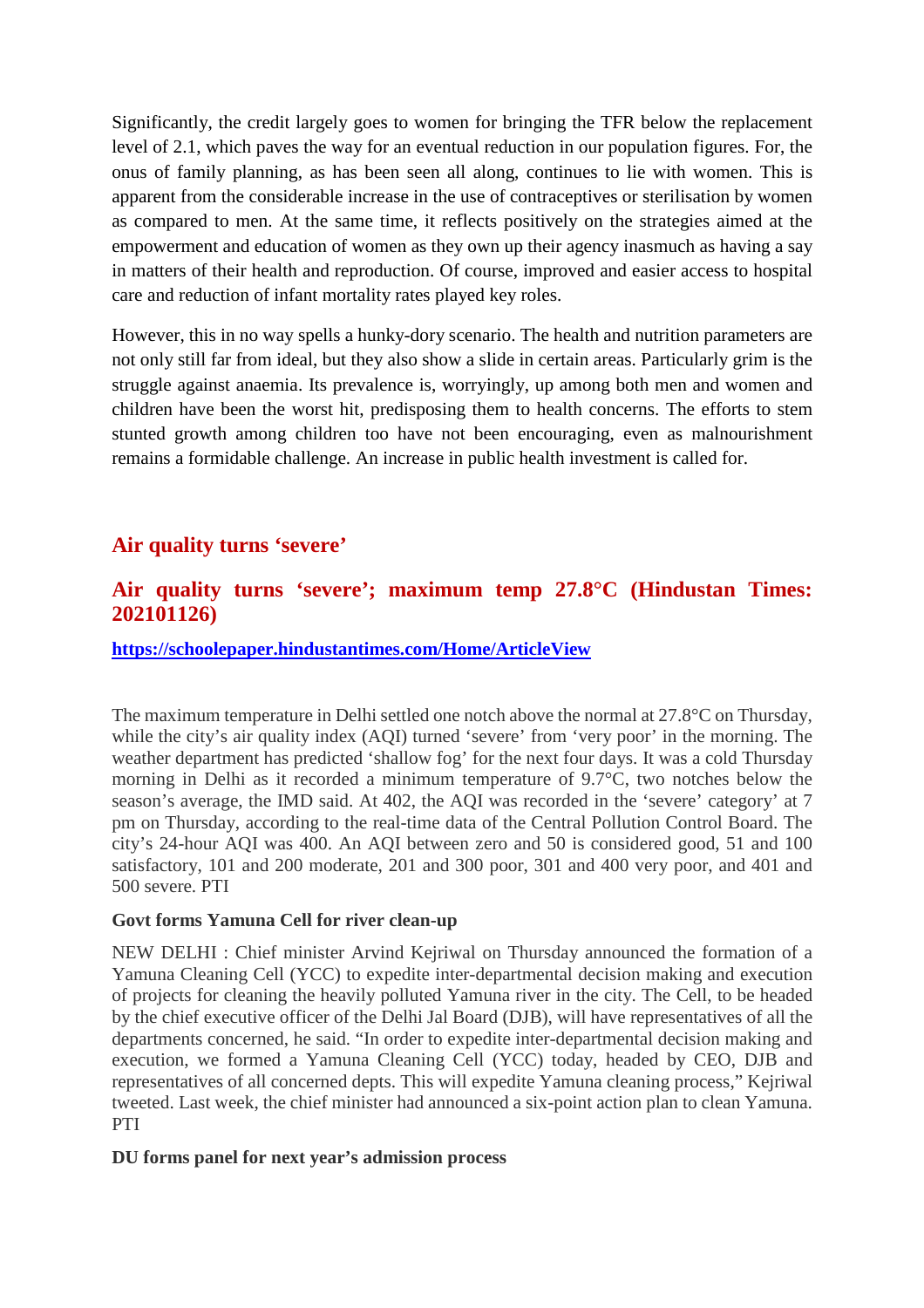Significantly, the credit largely goes to women for bringing the TFR below the replacement level of 2.1, which paves the way for an eventual reduction in our population figures. For, the onus of family planning, as has been seen all along, continues to lie with women. This is apparent from the considerable increase in the use of contraceptives or sterilisation by women as compared to men. At the same time, it reflects positively on the strategies aimed at the empowerment and education of women as they own up their agency inasmuch as having a say in matters of their health and reproduction. Of course, improved and easier access to hospital care and reduction of infant mortality rates played key roles.

However, this in no way spells a hunky-dory scenario. The health and nutrition parameters are not only still far from ideal, but they also show a slide in certain areas. Particularly grim is the struggle against anaemia. Its prevalence is, worryingly, up among both men and women and children have been the worst hit, predisposing them to health concerns. The efforts to stem stunted growth among children too have not been encouraging, even as malnourishment remains a formidable challenge. An increase in public health investment is called for.

## Air quality turns 'severe'

## Air quality turns 'severe'; maximum temp 27.8°C (Hindustan Times: 202101126)

[https://schoolepaper.hindustantimes.com/Home/ArticleView](https://schoolepaper.hindustantimes.com/Home/ArticleView)

The maximum temperature in Delhi settled one notch above the normal at 27.8°C on Thursday, while the city's air quality index (AQI) turned 'severe' from 'very poor' in the morning. The weather department has predicted 'shallow fog' for the next four days. It was a cold Thursday morning in Delhi as it recorded a minimum temperature of 9.7°C, two notches below the season's average, the IMD said. At 402, the AQI was recorded in the 'severe' category' at 7 pm on Thursday, according to the real-time data of the Central Pollution Control Board. The city's 24-hour AQI was 400. An AQI between zero and 50 is considered good, 51 and 100 satisfactory, 101 and 200 moderate, 201 and 300 poor, 301 and 400 very poor, and 401 and 500 severe. PTI

**Govt forms Yamuna Cell for river clean-up**

NEW DELHI : Chief minister Arvind Kejriwal on Thursday announced the formation of a Yamuna Cleaning Cell (YCC) to expedite inter-departmental decision making and execution of projects for cleaning the heavily polluted Yamuna river in the city. The Cell, to be headed by the chief executive officer of the Delhi Jal Board (DJB), will have representatives of all the departments concerned, he said. "In order to expedite inter-departmental decision making and execution, we formed a Yamuna Cleaning Cell (YCC) today, headed by CEO, DJB and representatives of all concerned depts. This will expedite Yamuna cleaning process," Kejriwal tweeted. Last week, the chief minister had announced a six-point action plan to clean Yamuna. PTI

**DU forms panel for next year's admission process**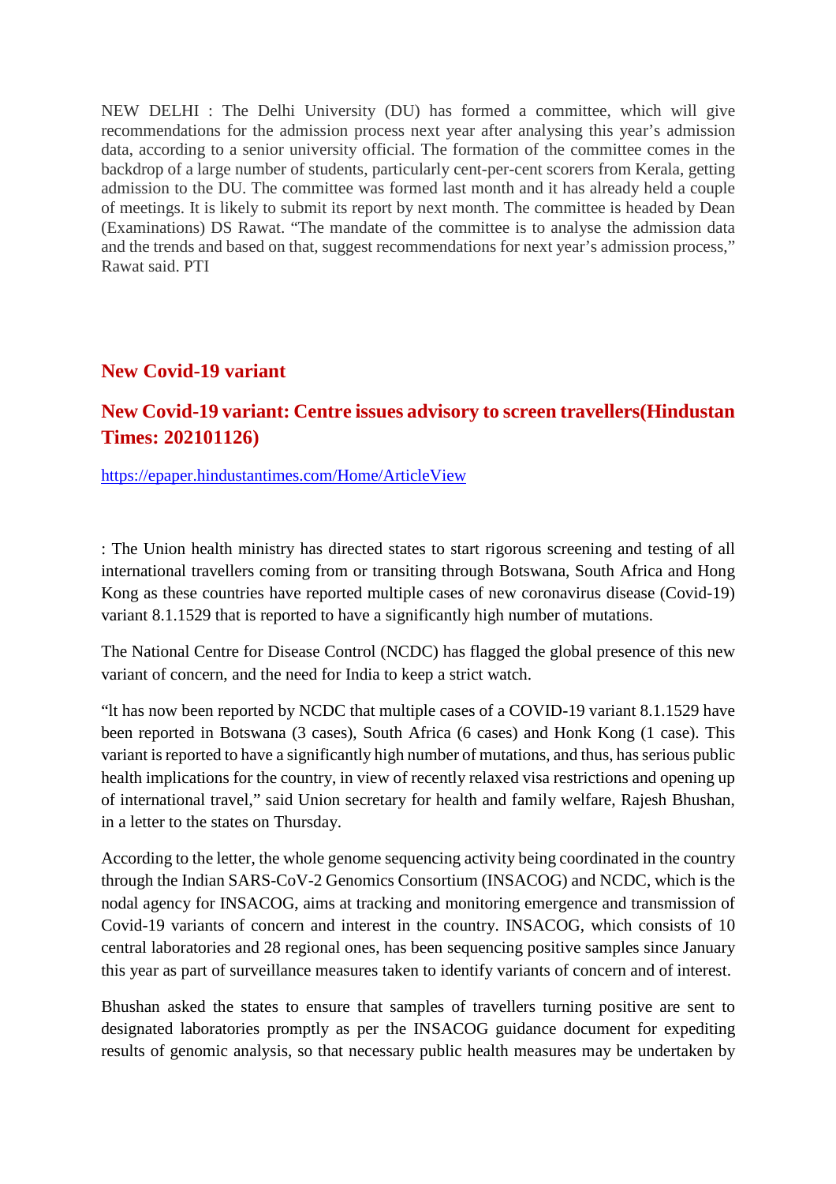NEW DELHI : The Delhi University (DU) has formed a committee, which will give recommendations for the admission process next year after analysing this year's admission data, according to a senior university official. The formation of the committee comes in the backdrop of a large number of students, particularly cent-per-cent scorers from Kerala, getting admission to the DU. The committee was formed last month and it has already held a couple of meetings. It is likely to submit its report by next month. The committee is headed by Dean (Examinations) DS Rawat. "The mandate of the committee is to analyse the admission data and the trends and based on that, suggest recommendations for next year's admission process," Rawat said. PTI

## New Covid-19 variant

## New Covid-19 variant: Centre issues advisory to screen travellers(Hindustan Times: 202101126)

https://epaper.hindustantimes.com/Home/ArticleView

: The Union health ministry has directed states to start rigorous screening and testing of all international travellers coming from or transiting through Botswana, South Africa and Hong Kong as these countries have reported multiple cases of new coronavirus disease (Covid-19) variant 8.1.1529 that is reported to have a significantly high number of mutations.

The National Centre for Disease Control (NCDC) has flagged the global presence of this new variant of concern, and the need for India to keep a strict watch.

"lt has now been reported by NCDC that multiple cases of a COVID-19 variant 8.1.1529 have been reported in Botswana (3 cases), South Africa (6 cases) and Honk Kong (1 case). This variant is reported to have a significantly high number of mutations, and thus, has serious public health implications for the country, in view of recently relaxed visa restrictions and opening up of international travel," said Union secretary for health and family welfare, Rajesh Bhushan, in a letter to the states on Thursday.

According to the letter, the whole genome sequencing activity being coordinated in the country through the Indian SARS-CoV-2 Genomics Consortium (INSACOG) and NCDC, which is the nodal agency for INSACOG, aims at tracking and monitoring emergence and transmission of Covid-19 variants of concern and interest in the country. INSACOG, which consists of 10 central laboratories and 28 regional ones, has been sequencing positive samples since January this year as part of surveillance measures taken to identify variants of concern and of interest.

Bhushan asked the states to ensure that samples of travellers turning positive are sent to designated laboratories promptly as per the INSACOG guidance document for expediting results of genomic analysis, so that necessary public health measures may be undertaken by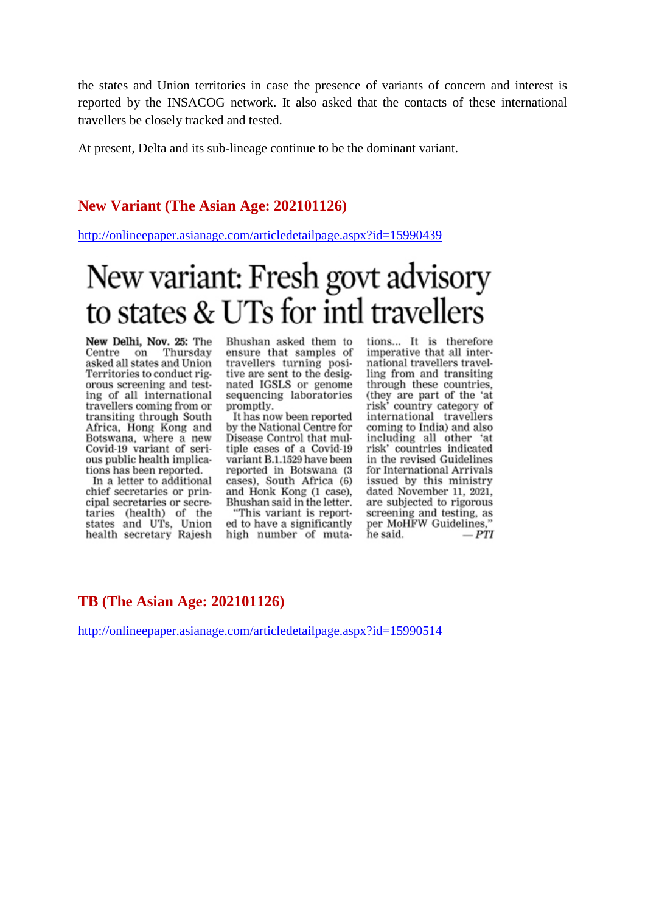the states and Union territories in case the presence of variants of concern and interest is reported by the INSACOG network. It also asked that the contacts of these international travellers be closely tracked and tested.

At present, Delta and its sub-lineage continue to be the dominant variant.

## New Variant (The Asian Age: 202101126)

http://onlineepaper.asianage.com/articledetailpage.aspx?id=15990439

# New variant: Fresh govt advisory to states & UTs for intl travellers

**New Delhi, Nov. 25:** The Centre on Thursday asked all states and Union Territories to conduct rigorous screening and testing of all international travellers coming from or transiting through South Africa, Hong Kong and Botswana, where a new Covid-19 variant of serious public health implications has been reported.

In a letter to additional chief secretaries or principal secretaries or secretaries (health) of the states and UTs, Union health secretary Rajesh Bhushan asked them to ensure that samples of travellers turning positive are sent to the designated IGSLS or genome sequencing laboratories promptly.

It has now been reported by the National Centre for Disease Control that multiple cases of a Covid-19 variant B.1.1529 have been reported in Botswana (3 cases), South Africa (6) and Honk Kong (1 case), Bhushan said in the letter.

"This variant is reported to have a significantly high number of mutations... It is therefore imperative that all international travellers travelling from and transiting through these countries, (they are part of the 'at risk' country category of international travellers coming to India) and also including all other 'at risk' countries indicated in the revised Guidelines for International Arrivals issued by this ministry dated November 11, 2021, are subjected to rigorous screening and testing, as per MoHFW Guidelines," he said. — *PTI*

## TB (The Asian Age: 202101126)

http://onlineepaper.asianage.com/articledetailpage.aspx?id=15990514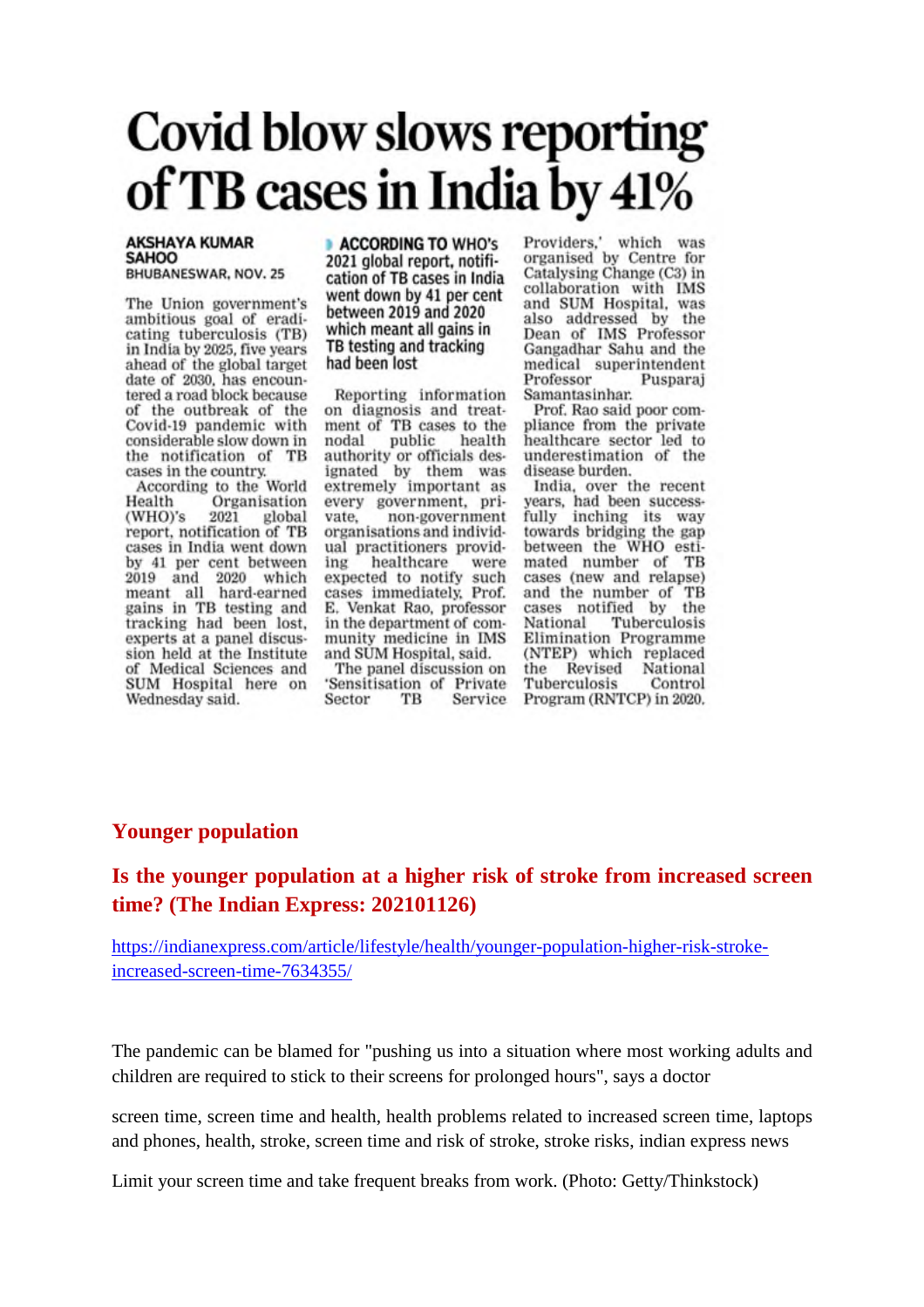# Covid blow slows reporting of TB cases in India by 41%

**AKSHAYA KUMAR SAHOO**
BHUBANESWAR, NOV. 25

The Union government's ambitious goal of eradicating tuberculosis (TB) in India by 2025, five years ahead of the global target date of 2030, has encountered a road block because of the outbreak of the Covid-19 pandemic with considerable slow down in the notification of TB cases in the country.

According to the World Health Organisation (WHO)'s 2021 global report, notification of TB cases in India went down by 41 per cent between 2019 and 2020 which meant all hard-earned gains in TB testing and tracking had been lost, experts at a panel discussion held at the Institute of Medical Sciences and SUM Hospital here on Wednesday said.

> **ACCORDING TO WHO's 2021 global report, notification of TB cases in India went down by 41 per cent between 2019 and 2020 which meant all gains in TB testing and tracking had been lost**

Reporting information on diagnosis and treatment of TB cases to the nodal public health authority or officials designated by them was extremely important as every government, private, non-government organisations and individual practitioners providing healthcare were expected to notify such cases immediately, Prof. E. Venkat Rao, professor in the department of community medicine in IMS and SUM Hospital, said.

The panel discussion on 'Sensitisation of Private Sector TB Service Providers,' which was organised by Centre for Catalysing Change (C3) in collaboration with IMS and SUM Hospital, was also addressed by the Dean of IMS Professor Gangadhar Sahu and the medical superintendent Professor Pusparaj Samantasinhar.

Prof. Rao said poor compliance from the private healthcare sector led to underestimation of the disease burden.

India, over the recent years, had been successfully inching its way towards bridging the gap between the WHO estimated number of TB cases (new and relapse) and the number of TB cases notified by the National Tuberculosis Elimination Programme (NTEP) which replaced the Revised National Tuberculosis Control Program (RNTCP) in 2020.

## Younger population

### Is the younger population at a higher risk of stroke from increased screen time? (The Indian Express: 202101126)

https://indianexpress.com/article/lifestyle/health/younger-population-higher-risk-stroke-increased-screen-time-7634355/

The pandemic can be blamed for "pushing us into a situation where most working adults and children are required to stick to their screens for prolonged hours", says a doctor

screen time, screen time and health, health problems related to increased screen time, laptops and phones, health, stroke, screen time and risk of stroke, stroke risks, indian express news

Limit your screen time and take frequent breaks from work. (Photo: Getty/Thinkstock)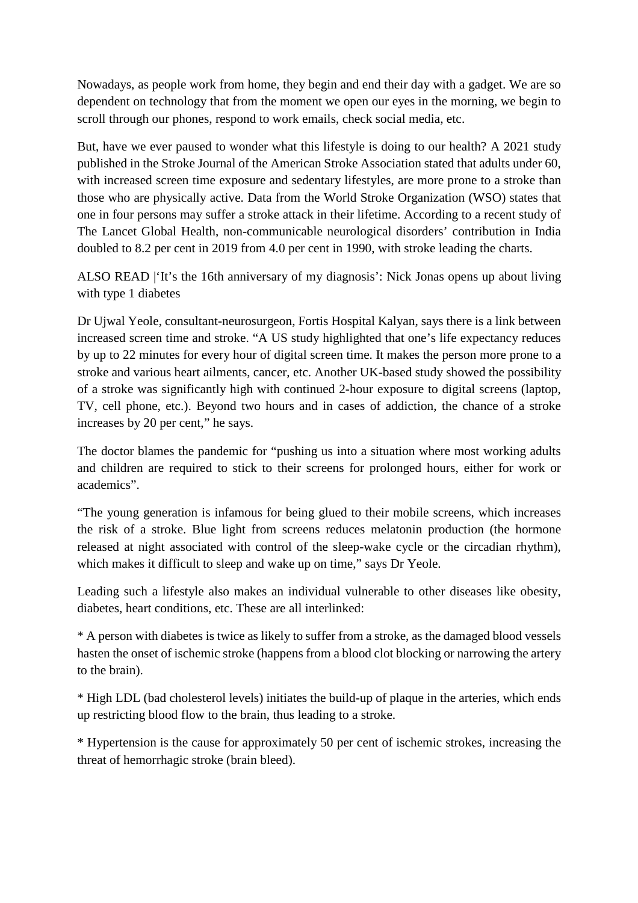Nowadays, as people work from home, they begin and end their day with a gadget. We are so dependent on technology that from the moment we open our eyes in the morning, we begin to scroll through our phones, respond to work emails, check social media, etc.

But, have we ever paused to wonder what this lifestyle is doing to our health? A 2021 study published in the Stroke Journal of the American Stroke Association stated that adults under 60, with increased screen time exposure and sedentary lifestyles, are more prone to a stroke than those who are physically active. Data from the World Stroke Organization (WSO) states that one in four persons may suffer a stroke attack in their lifetime. According to a recent study of The Lancet Global Health, non-communicable neurological disorders' contribution in India doubled to 8.2 per cent in 2019 from 4.0 per cent in 1990, with stroke leading the charts.

ALSO READ |'It's the 16th anniversary of my diagnosis': Nick Jonas opens up about living with type 1 diabetes

Dr Ujwal Yeole, consultant-neurosurgeon, Fortis Hospital Kalyan, says there is a link between increased screen time and stroke. "A US study highlighted that one's life expectancy reduces by up to 22 minutes for every hour of digital screen time. It makes the person more prone to a stroke and various heart ailments, cancer, etc. Another UK-based study showed the possibility of a stroke was significantly high with continued 2-hour exposure to digital screens (laptop, TV, cell phone, etc.). Beyond two hours and in cases of addiction, the chance of a stroke increases by 20 per cent," he says.

The doctor blames the pandemic for "pushing us into a situation where most working adults and children are required to stick to their screens for prolonged hours, either for work or academics".

"The young generation is infamous for being glued to their mobile screens, which increases the risk of a stroke. Blue light from screens reduces melatonin production (the hormone released at night associated with control of the sleep-wake cycle or the circadian rhythm), which makes it difficult to sleep and wake up on time," says Dr Yeole.

Leading such a lifestyle also makes an individual vulnerable to other diseases like obesity, diabetes, heart conditions, etc. These are all interlinked:

* A person with diabetes is twice as likely to suffer from a stroke, as the damaged blood vessels hasten the onset of ischemic stroke (happens from a blood clot blocking or narrowing the artery to the brain).

* High LDL (bad cholesterol levels) initiates the build-up of plaque in the arteries, which ends up restricting blood flow to the brain, thus leading to a stroke.

* Hypertension is the cause for approximately 50 per cent of ischemic strokes, increasing the threat of hemorrhagic stroke (brain bleed).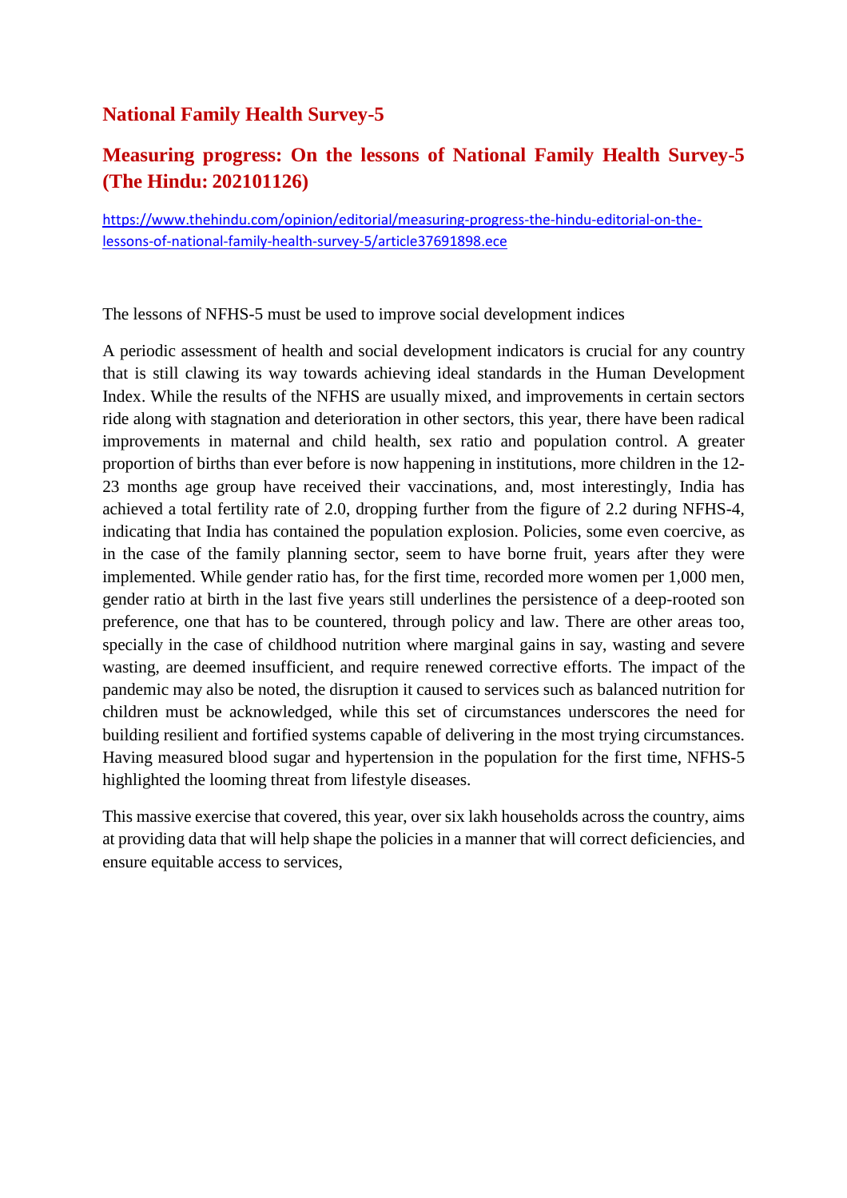## National Family Health Survey-5

## Measuring progress: On the lessons of National Family Health Survey-5 (The Hindu: 202101126)

https://www.thehindu.com/opinion/editorial/measuring-progress-the-hindu-editorial-on-the-lessons-of-national-family-health-survey-5/article37691898.ece

The lessons of NFHS-5 must be used to improve social development indices

A periodic assessment of health and social development indicators is crucial for any country that is still clawing its way towards achieving ideal standards in the Human Development Index. While the results of the NFHS are usually mixed, and improvements in certain sectors ride along with stagnation and deterioration in other sectors, this year, there have been radical improvements in maternal and child health, sex ratio and population control. A greater proportion of births than ever before is now happening in institutions, more children in the 12-23 months age group have received their vaccinations, and, most interestingly, India has achieved a total fertility rate of 2.0, dropping further from the figure of 2.2 during NFHS-4, indicating that India has contained the population explosion. Policies, some even coercive, as in the case of the family planning sector, seem to have borne fruit, years after they were implemented. While gender ratio has, for the first time, recorded more women per 1,000 men, gender ratio at birth in the last five years still underlines the persistence of a deep-rooted son preference, one that has to be countered, through policy and law. There are other areas too, specially in the case of childhood nutrition where marginal gains in say, wasting and severe wasting, are deemed insufficient, and require renewed corrective efforts. The impact of the pandemic may also be noted, the disruption it caused to services such as balanced nutrition for children must be acknowledged, while this set of circumstances underscores the need for building resilient and fortified systems capable of delivering in the most trying circumstances. Having measured blood sugar and hypertension in the population for the first time, NFHS-5 highlighted the looming threat from lifestyle diseases.

This massive exercise that covered, this year, over six lakh households across the country, aims at providing data that will help shape the policies in a manner that will correct deficiencies, and ensure equitable access to services,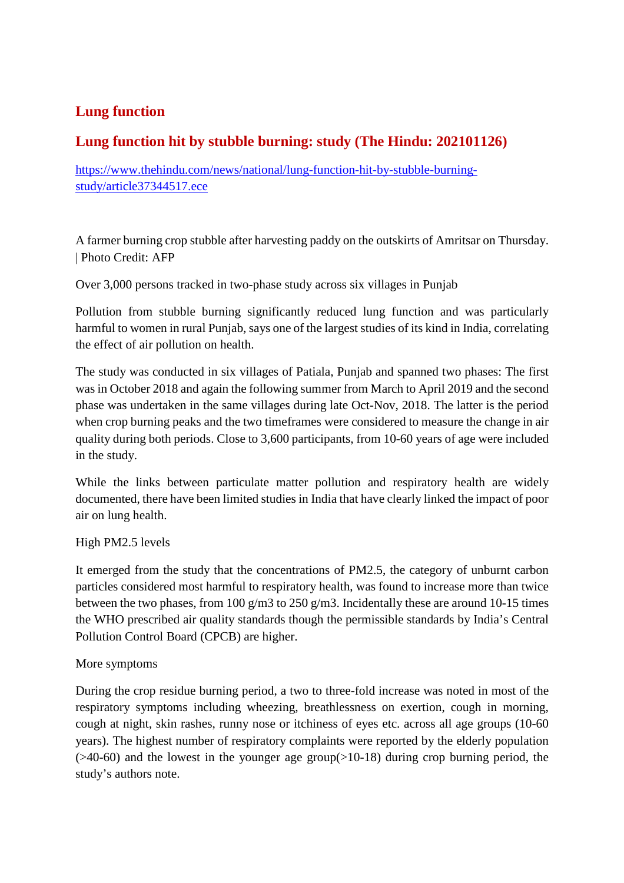## Lung function

## Lung function hit by stubble burning: study (The Hindu: 202101126)

[https://www.thehindu.com/news/national/lung-function-hit-by-stubble-burning-study/article37344517.ece](https://www.thehindu.com/news/national/lung-function-hit-by-stubble-burning-study/article37344517.ece)

A farmer burning crop stubble after harvesting paddy on the outskirts of Amritsar on Thursday. | Photo Credit: AFP

Over 3,000 persons tracked in two-phase study across six villages in Punjab

Pollution from stubble burning significantly reduced lung function and was particularly harmful to women in rural Punjab, says one of the largest studies of its kind in India, correlating the effect of air pollution on health.

The study was conducted in six villages of Patiala, Punjab and spanned two phases: The first was in October 2018 and again the following summer from March to April 2019 and the second phase was undertaken in the same villages during late Oct-Nov, 2018. The latter is the period when crop burning peaks and the two timeframes were considered to measure the change in air quality during both periods. Close to 3,600 participants, from 10-60 years of age were included in the study.

While the links between particulate matter pollution and respiratory health are widely documented, there have been limited studies in India that have clearly linked the impact of poor air on lung health.

High PM2.5 levels

It emerged from the study that the concentrations of PM2.5, the category of unburnt carbon particles considered most harmful to respiratory health, was found to increase more than twice between the two phases, from 100 g/m3 to 250 g/m3. Incidentally these are around 10-15 times the WHO prescribed air quality standards though the permissible standards by India's Central Pollution Control Board (CPCB) are higher.

More symptoms

During the crop residue burning period, a two to three-fold increase was noted in most of the respiratory symptoms including wheezing, breathlessness on exertion, cough in morning, cough at night, skin rashes, runny nose or itchiness of eyes etc. across all age groups (10-60 years). The highest number of respiratory complaints were reported by the elderly population (>40-60) and the lowest in the younger age group(>10-18) during crop burning period, the study's authors note.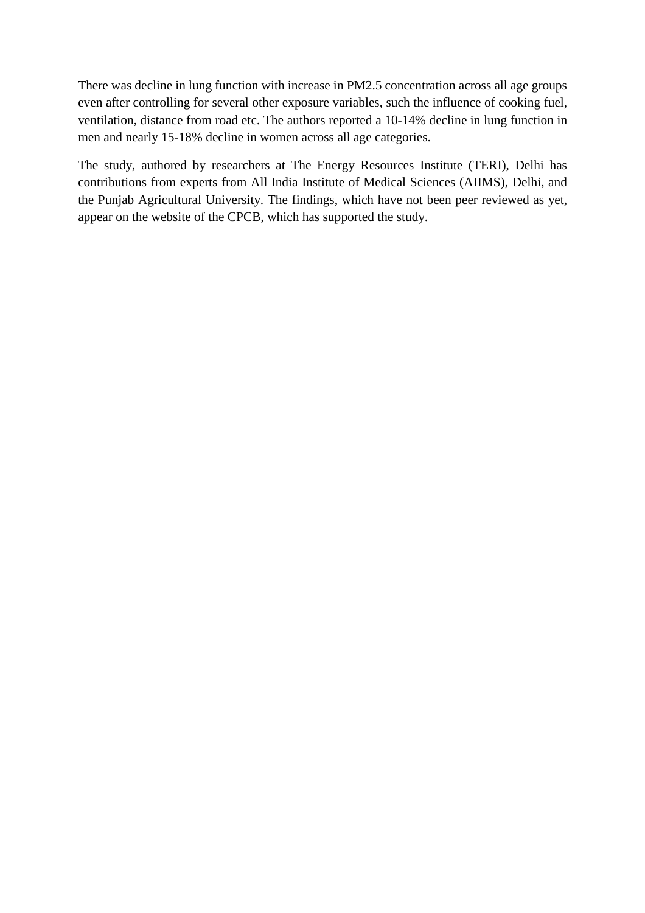There was decline in lung function with increase in PM2.5 concentration across all age groups even after controlling for several other exposure variables, such the influence of cooking fuel, ventilation, distance from road etc. The authors reported a 10-14% decline in lung function in men and nearly 15-18% decline in women across all age categories.

The study, authored by researchers at The Energy Resources Institute (TERI), Delhi has contributions from experts from All India Institute of Medical Sciences (AIIMS), Delhi, and the Punjab Agricultural University. The findings, which have not been peer reviewed as yet, appear on the website of the CPCB, which has supported the study.